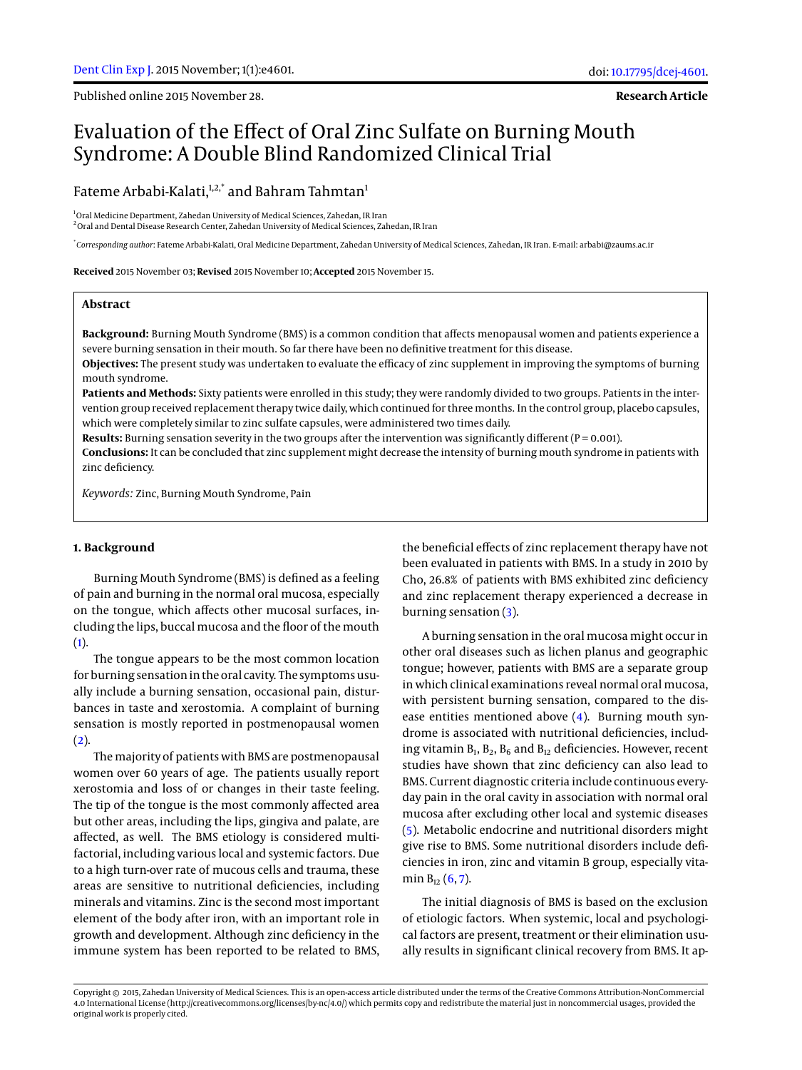Published online 2015 November 28.

**Research Article**

# Evaluation of the Effect of Oral Zinc Sulfate on Burning Mouth Syndrome: A Double Blind Randomized Clinical Trial

Fateme Arbabi-Kalati,[1,2,*] and Bahram Tahmtan[1]

[1]Oral Medicine Department, Zahedan University of Medical Sciences, Zahedan, IR Iran
[2]Oral and Dental Disease Research Center, Zahedan University of Medical Sciences, Zahedan, IR Iran

[*]*Corresponding author:* Fateme Arbabi-Kalati, Oral Medicine Department, Zahedan University of Medical Sciences, Zahedan, IR Iran. E-mail: arbabi@zaums.ac.ir

**Received** 2015 November 03; **Revised** 2015 November 10; **Accepted** 2015 November 15.

## Abstract

**Background:** Burning Mouth Syndrome (BMS) is a common condition that affects menopausal women and patients experience a severe burning sensation in their mouth. So far there have been no definitive treatment for this disease.

**Objectives:** The present study was undertaken to evaluate the efficacy of zinc supplement in improving the symptoms of burning mouth syndrome.

**Patients and Methods:** Sixty patients were enrolled in this study; they were randomly divided to two groups. Patients in the intervention group received replacement therapy twice daily, which continued for three months. In the control group, placebo capsules, which were completely similar to zinc sulfate capsules, were administered two times daily.

**Results:** Burning sensation severity in the two groups after the intervention was significantly different (P = 0.001).

**Conclusions:** It can be concluded that zinc supplement might decrease the intensity of burning mouth syndrome in patients with zinc deficiency.

*Keywords:* Zinc, Burning Mouth Syndrome, Pain

## 1. Background

Burning Mouth Syndrome (BMS) is defined as a feeling of pain and burning in the normal oral mucosa, especially on the tongue, which affects other mucosal surfaces, including the lips, buccal mucosa and the floor of the mouth (1).

The tongue appears to be the most common location for burning sensation in the oral cavity. The symptoms usually include a burning sensation, occasional pain, disturbances in taste and xerostomia. A complaint of burning sensation is mostly reported in postmenopausal women (2).

The majority of patients with BMS are postmenopausal women over 60 years of age. The patients usually report xerostomia and loss of or changes in their taste feeling. The tip of the tongue is the most commonly affected area but other areas, including the lips, gingiva and palate, are affected, as well. The BMS etiology is considered multifactorial, including various local and systemic factors. Due to a high turn-over rate of mucous cells and trauma, these areas are sensitive to nutritional deficiencies, including minerals and vitamins. Zinc is the second most important element of the body after iron, with an important role in growth and development. Although zinc deficiency in the immune system has been reported to be related to BMS, the beneficial effects of zinc replacement therapy have not been evaluated in patients with BMS. In a study in 2010 by Cho, 26.8% of patients with BMS exhibited zinc deficiency and zinc replacement therapy experienced a decrease in burning sensation (3).

A burning sensation in the oral mucosa might occur in other oral diseases such as lichen planus and geographic tongue; however, patients with BMS are a separate group in which clinical examinations reveal normal oral mucosa, with persistent burning sensation, compared to the disease entities mentioned above (4). Burning mouth syndrome is associated with nutritional deficiencies, including vitamin $B_1$, $B_2$, $B_6$ and $B_{12}$ deficiencies. However, recent studies have shown that zinc deficiency can also lead to BMS. Current diagnostic criteria include continuous everyday pain in the oral cavity in association with normal oral mucosa after excluding other local and systemic diseases (5). Metabolic endocrine and nutritional disorders might give rise to BMS. Some nutritional disorders include deficiencies in iron, zinc and vitamin B group, especially vitamin $B_{12}$ (6, 7).

The initial diagnosis of BMS is based on the exclusion of etiologic factors. When systemic, local and psychological factors are present, treatment or their elimination usually results in significant clinical recovery from BMS. It ap-

Copyright © 2015, Zahedan University of Medical Sciences. This is an open-access article distributed under the terms of the Creative Commons Attribution-NonCommercial 4.0 International License (http://creativecommons.org/licenses/by-nc/4.0/) which permits copy and redistribute the material just in noncommercial usages, provided the original work is properly cited.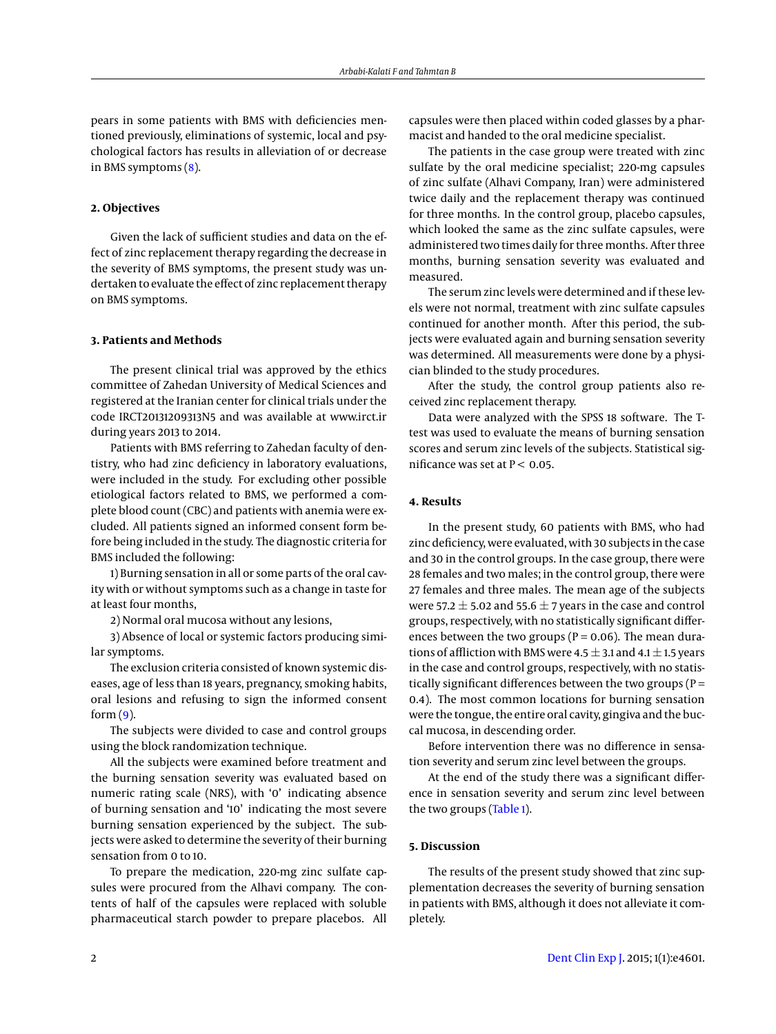pears in some patients with BMS with deficiencies mentioned previously, eliminations of systemic, local and psychological factors has results in alleviation of or decrease in BMS symptoms (8).

## 2. Objectives

Given the lack of sufficient studies and data on the effect of zinc replacement therapy regarding the decrease in the severity of BMS symptoms, the present study was undertaken to evaluate the effect of zinc replacement therapy on BMS symptoms.

## 3. Patients and Methods

The present clinical trial was approved by the ethics committee of Zahedan University of Medical Sciences and registered at the Iranian center for clinical trials under the code IRCT20131209313N5 and was available at www.irct.ir during years 2013 to 2014.

Patients with BMS referring to Zahedan faculty of dentistry, who had zinc deficiency in laboratory evaluations, were included in the study. For excluding other possible etiological factors related to BMS, we performed a complete blood count (CBC) and patients with anemia were excluded. All patients signed an informed consent form before being included in the study. The diagnostic criteria for BMS included the following:

1) Burning sensation in all or some parts of the oral cavity with or without symptoms such as a change in taste for at least four months,

2) Normal oral mucosa without any lesions,

3) Absence of local or systemic factors producing similar symptoms.

The exclusion criteria consisted of known systemic diseases, age of less than 18 years, pregnancy, smoking habits, oral lesions and refusing to sign the informed consent form (9).

The subjects were divided to case and control groups using the block randomization technique.

All the subjects were examined before treatment and the burning sensation severity was evaluated based on numeric rating scale (NRS), with '0' indicating absence of burning sensation and '10' indicating the most severe burning sensation experienced by the subject. The subjects were asked to determine the severity of their burning sensation from 0 to 10.

To prepare the medication, 220-mg zinc sulfate capsules were procured from the Alhavi company. The contents of half of the capsules were replaced with soluble pharmaceutical starch powder to prepare placebos. All capsules were then placed within coded glasses by a pharmacist and handed to the oral medicine specialist.

The patients in the case group were treated with zinc sulfate by the oral medicine specialist; 220-mg capsules of zinc sulfate (Alhavi Company, Iran) were administered twice daily and the replacement therapy was continued for three months. In the control group, placebo capsules, which looked the same as the zinc sulfate capsules, were administered two times daily for three months. After three months, burning sensation severity was evaluated and measured.

The serum zinc levels were determined and if these levels were not normal, treatment with zinc sulfate capsules continued for another month. After this period, the subjects were evaluated again and burning sensation severity was determined. All measurements were done by a physician blinded to the study procedures.

After the study, the control group patients also received zinc replacement therapy.

Data were analyzed with the SPSS 18 software. The T-test was used to evaluate the means of burning sensation scores and serum zinc levels of the subjects. Statistical significance was set at $P < 0.05$.

## 4. Results

In the present study, 60 patients with BMS, who had zinc deficiency, were evaluated, with 30 subjects in the case and 30 in the control groups. In the case group, there were 28 females and two males; in the control group, there were 27 females and three males. The mean age of the subjects were $57.2 \pm 5.02$ and $55.6 \pm 7$ years in the case and control groups, respectively, with no statistically significant differences between the two groups ($P = 0.06$). The mean durations of affliction with BMS were $4.5 \pm 3.1$ and $4.1 \pm 1.5$ years in the case and control groups, respectively, with no statistically significant differences between the two groups ($P = 0.4$). The most common locations for burning sensation were the tongue, the entire oral cavity, gingiva and the buccal mucosa, in descending order.

Before intervention there was no difference in sensation severity and serum zinc level between the groups.

At the end of the study there was a significant difference in sensation severity and serum zinc level between the two groups (Table 1).

## 5. Discussion

The results of the present study showed that zinc supplementation decreases the severity of burning sensation in patients with BMS, although it does not alleviate it completely.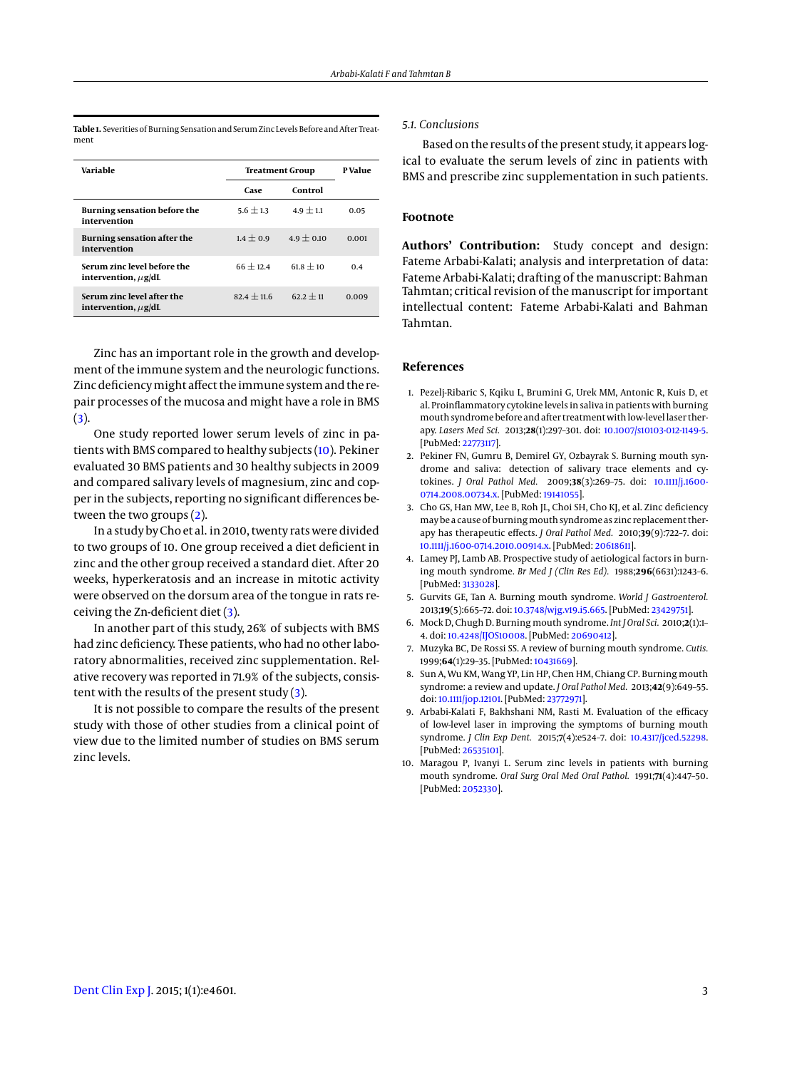**Table 1.** Severities of Burning Sensation and Serum Zinc Levels Before and After Treatment

| Variable | Treatment Group | | P Value |
|---|---|---|---|
| | Case | Control | |
| **Burning sensation before the intervention** | 5.6 ± 1.3 | 4.9 ± 1.1 | 0.05 |
| **Burning sensation after the intervention** | 1.4 ± 0.9 | 4.9 ± 0.10 | 0.001 |
| **Serum zinc level before the intervention, $\mu$g/dL** | 66 ± 12.4 | 61.8 ± 10 | 0.4 |
| **Serum zinc level after the intervention, $\mu$g/dL** | 82.4 ± 11.6 | 62.2 ± 11 | 0.009 |

Zinc has an important role in the growth and development of the immune system and the neurologic functions. Zinc deficiency might affect the immune system and the repair processes of the mucosa and might have a role in BMS (3).

One study reported lower serum levels of zinc in patients with BMS compared to healthy subjects (10). Pekiner evaluated 30 BMS patients and 30 healthy subjects in 2009 and compared salivary levels of magnesium, zinc and copper in the subjects, reporting no significant differences between the two groups (2).

In a study by Cho et al. in 2010, twenty rats were divided to two groups of 10. One group received a diet deficient in zinc and the other group received a standard diet. After 20 weeks, hyperkeratosis and an increase in mitotic activity were observed on the dorsum area of the tongue in rats receiving the Zn-deficient diet (3).

In another part of this study, 26% of subjects with BMS had zinc deficiency. These patients, who had no other laboratory abnormalities, received zinc supplementation. Relative recovery was reported in 71.9% of the subjects, consistent with the results of the present study (3).

It is not possible to compare the results of the present study with those of other studies from a clinical point of view due to the limited number of studies on BMS serum zinc levels.

### 5.1. Conclusions

Based on the results of the present study, it appears logical to evaluate the serum levels of zinc in patients with BMS and prescribe zinc supplementation in such patients.

## Footnote

**Authors' Contribution:** Study concept and design: Fateme Arbabi-Kalati; analysis and interpretation of data: Fateme Arbabi-Kalati; drafting of the manuscript: Bahman Tahmtan; critical revision of the manuscript for important intellectual content: Fateme Arbabi-Kalati and Bahman Tahmtan.

## References

1. Pezelj-Ribaric S, Kqiku L, Brumini G, Urek MM, Antonic R, Kuis D, et al. Proinflammatory cytokine levels in saliva in patients with burning mouth syndrome before and after treatment with low-level laser therapy. *Lasers Med Sci.* 2013;**28**(1):297–301. doi: 10.1007/s10103-012-1149-5. [PubMed: 22773117].
2. Pekiner FN, Gumru B, Demirel GY, Ozbayrak S. Burning mouth syndrome and saliva: detection of salivary trace elements and cytokines. *J Oral Pathol Med.* 2009;**38**(3):269–75. doi: 10.1111/j.1600-0714.2008.00734.x. [PubMed: 19141055].
3. Cho GS, Han MW, Lee B, Roh JL, Choi SH, Cho KJ, et al. Zinc deficiency may be a cause of burning mouth syndrome as zinc replacement therapy has therapeutic effects. *J Oral Pathol Med.* 2010;**39**(9):722–7. doi: 10.1111/j.1600-0714.2010.00914.x. [PubMed: 20618611].
4. Lamey PJ, Lamb AB. Prospective study of aetiological factors in burning mouth syndrome. *Br Med J (Clin Res Ed).* 1988;**296**(6631):1243–6. [PubMed: 3133028].
5. Gurvits GE, Tan A. Burning mouth syndrome. *World J Gastroenterol.* 2013;**19**(5):665–72. doi: 10.3748/wjg.v19.i5.665. [PubMed: 23429751].
6. Mock D, Chugh D. Burning mouth syndrome. *Int J Oral Sci.* 2010;**2**(1):1–4. doi: 10.4248/IJOS10008. [PubMed: 20690412].
7. Muzyka BC, De Rossi SS. A review of burning mouth syndrome. *Cutis.* 1999;**64**(1):29–35. [PubMed: 10431669].
8. Sun A, Wu KM, Wang YP, Lin HP, Chen HM, Chiang CP. Burning mouth syndrome: a review and update. *J Oral Pathol Med.* 2013;**42**(9):649–55. doi: 10.1111/jop.12101. [PubMed: 23772971].
9. Arbabi-Kalati F, Bakhshani NM, Rasti M. Evaluation of the efficacy of low-level laser in improving the symptoms of burning mouth syndrome. *J Clin Exp Dent.* 2015;**7**(4):e524–7. doi: 10.4317/jced.52298. [PubMed: 26535101].
10. Maragou P, Ivanyi L. Serum zinc levels in patients with burning mouth syndrome. *Oral Surg Oral Med Oral Pathol.* 1991;**71**(4):447–50. [PubMed: 2052330].